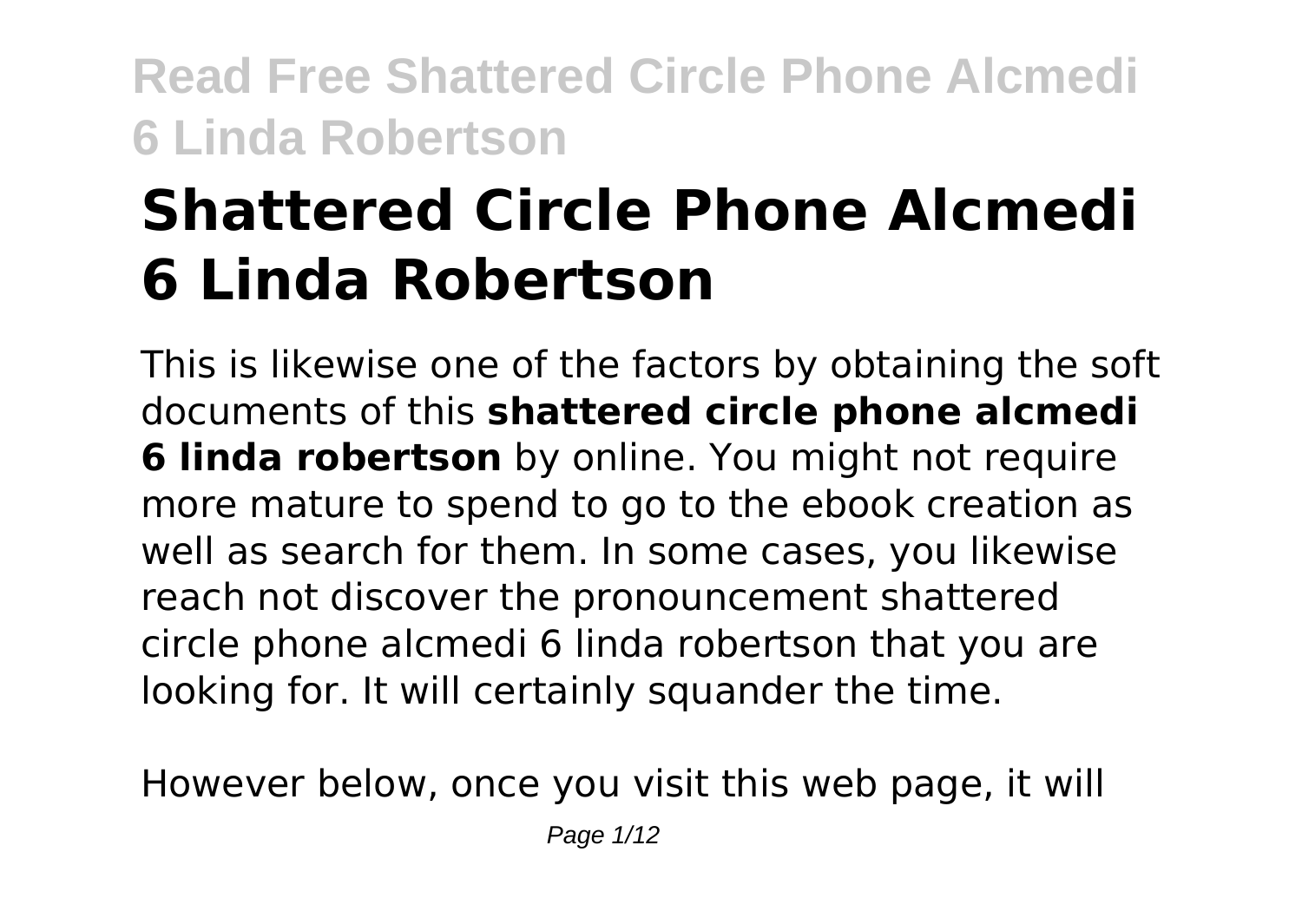# Shattered Circle Phone Alcmedi 6 Linda Robertson

This is likewise one of the factors by obtaining the soft documents of this **shattered circle phone alcmedi 6 linda robertson** by online. You might not require more mature to spend to go to the ebook creation as well as search for them. In some cases, you likewise reach not discover the pronouncement shattered circle phone alcmedi 6 linda robertson that you are looking for. It will certainly squander the time.

However below, once you visit this web page, it will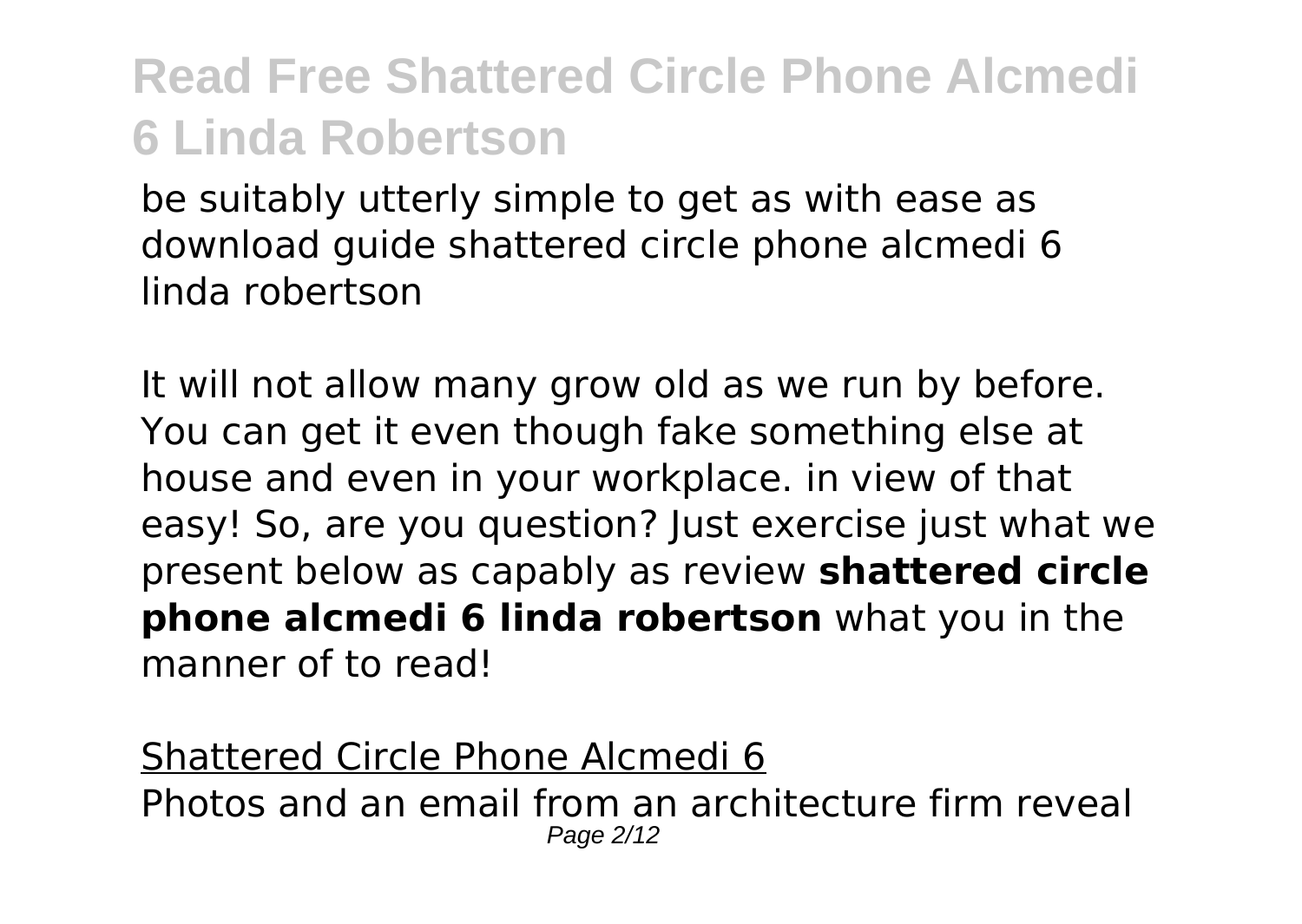be suitably utterly simple to get as with ease as download guide shattered circle phone alcmedi 6 linda robertson

It will not allow many grow old as we run by before. You can get it even though fake something else at house and even in your workplace. in view of that easy! So, are you question? Just exercise just what we present below as capably as review **shattered circle phone alcmedi 6 linda robertson** what you in the manner of to read!

Shattered Circle Phone Alcmedi 6

Photos and an email from an architecture firm reveal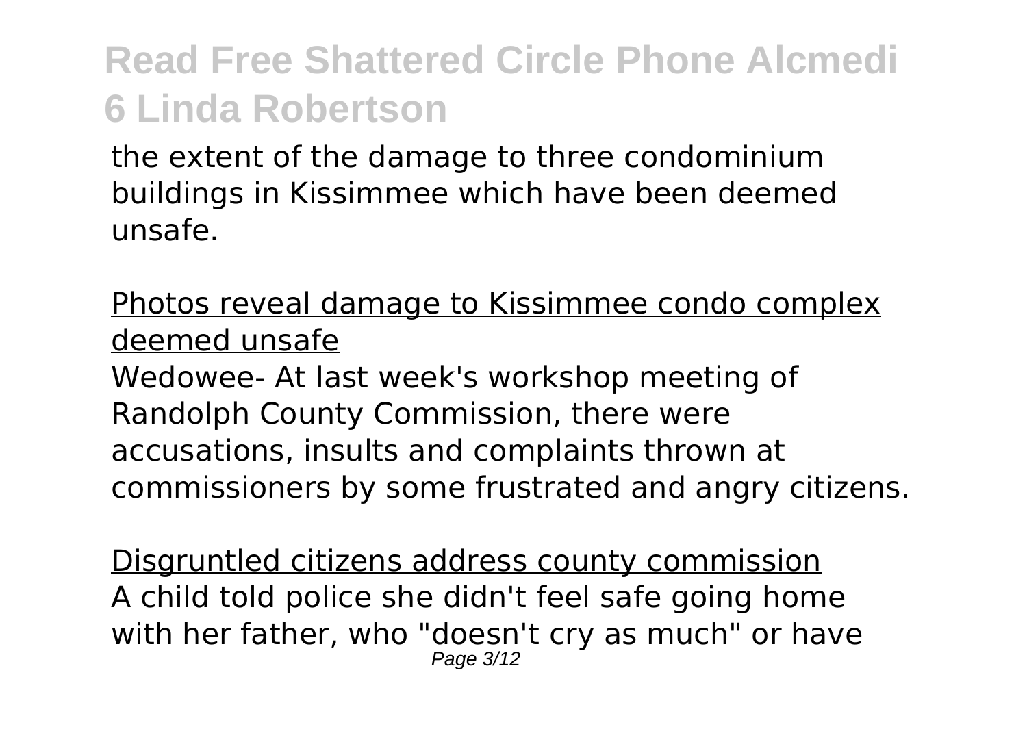the extent of the damage to three condominium buildings in Kissimmee which have been deemed unsafe.

Photos reveal damage to Kissimmee condo complex deemed unsafe

Wedowee- At last week's workshop meeting of Randolph County Commission, there were accusations, insults and complaints thrown at commissioners by some frustrated and angry citizens.

Disgruntled citizens address county commission

A child told police she didn't feel safe going home with her father, who "doesn't cry as much" or have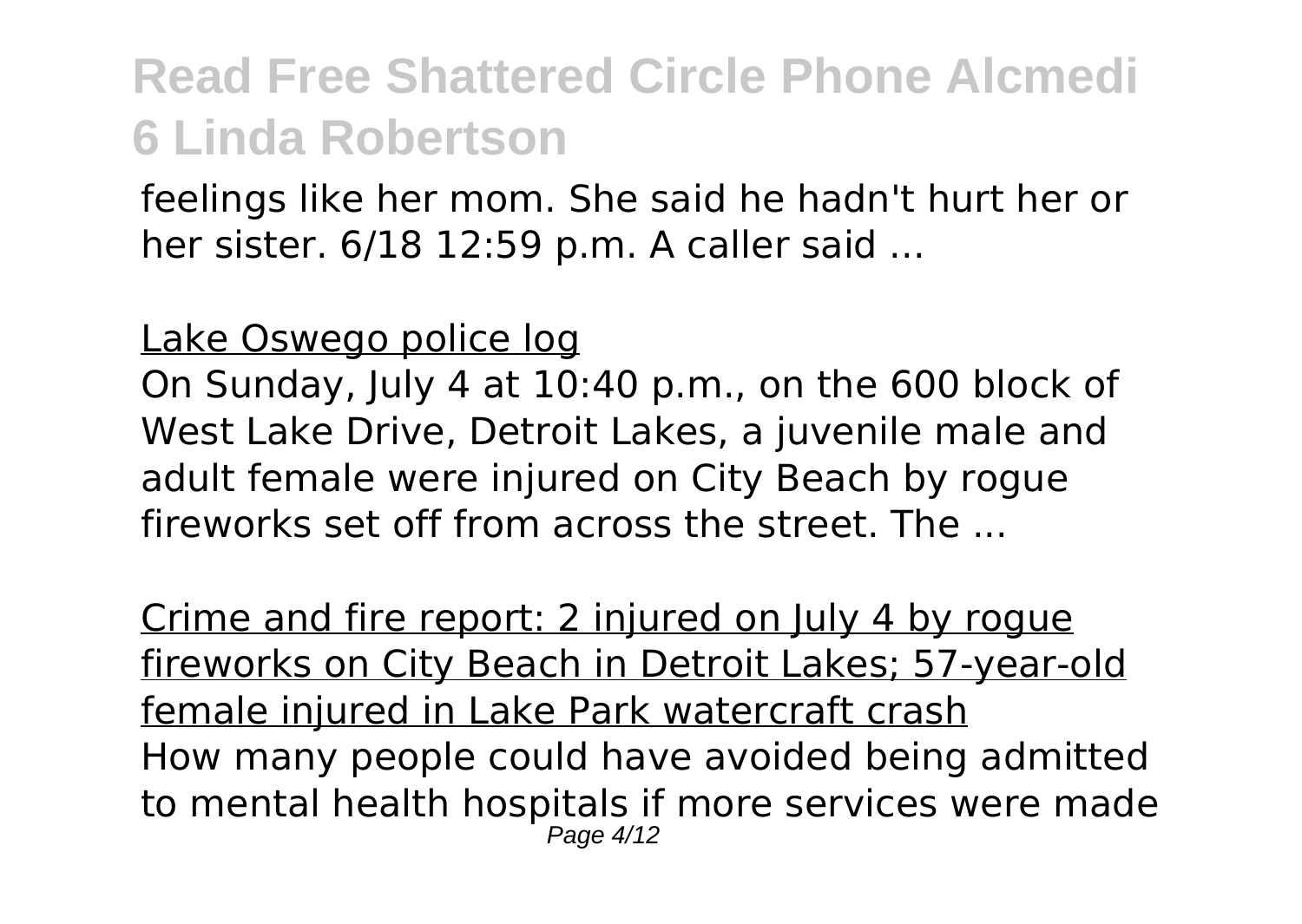feelings like her mom. She said he hadn't hurt her or her sister. 6/18 12:59 p.m. A caller said ...

Lake Oswego police log

On Sunday, July 4 at 10:40 p.m., on the 600 block of West Lake Drive, Detroit Lakes, a juvenile male and adult female were injured on City Beach by rogue fireworks set off from across the street. The ...

Crime and fire report: 2 injured on July 4 by rogue fireworks on City Beach in Detroit Lakes; 57-year-old female injured in Lake Park watercraft crash

How many people could have avoided being admitted to mental health hospitals if more services were made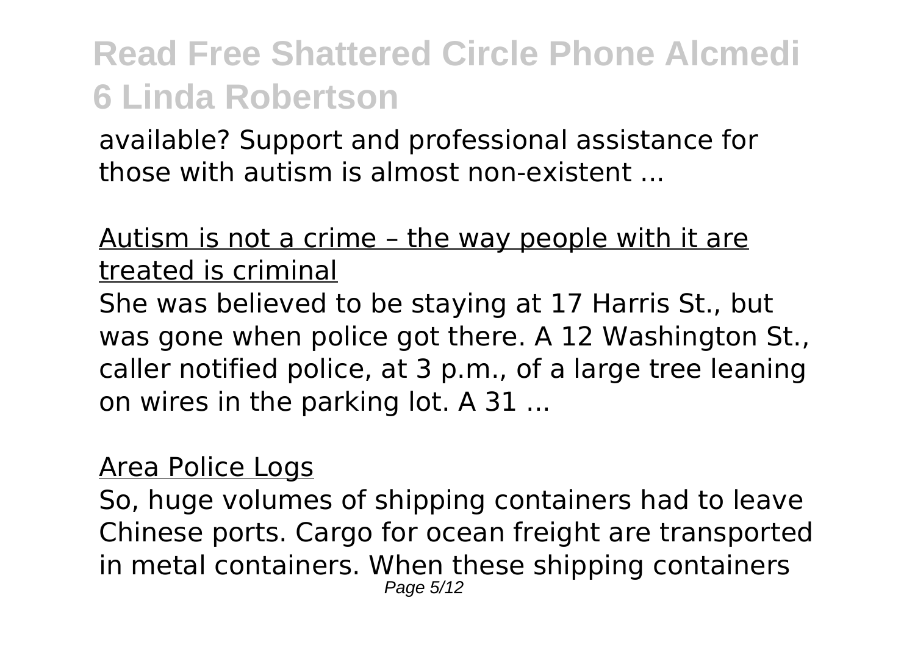available? Support and professional assistance for those with autism is almost non-existent ...

Autism is not a crime – the way people with it are treated is criminal

She was believed to be staying at 17 Harris St., but was gone when police got there. A 12 Washington St., caller notified police, at 3 p.m., of a large tree leaning on wires in the parking lot. A 31 ...

Area Police Logs

So, huge volumes of shipping containers had to leave Chinese ports. Cargo for ocean freight are transported in metal containers. When these shipping containers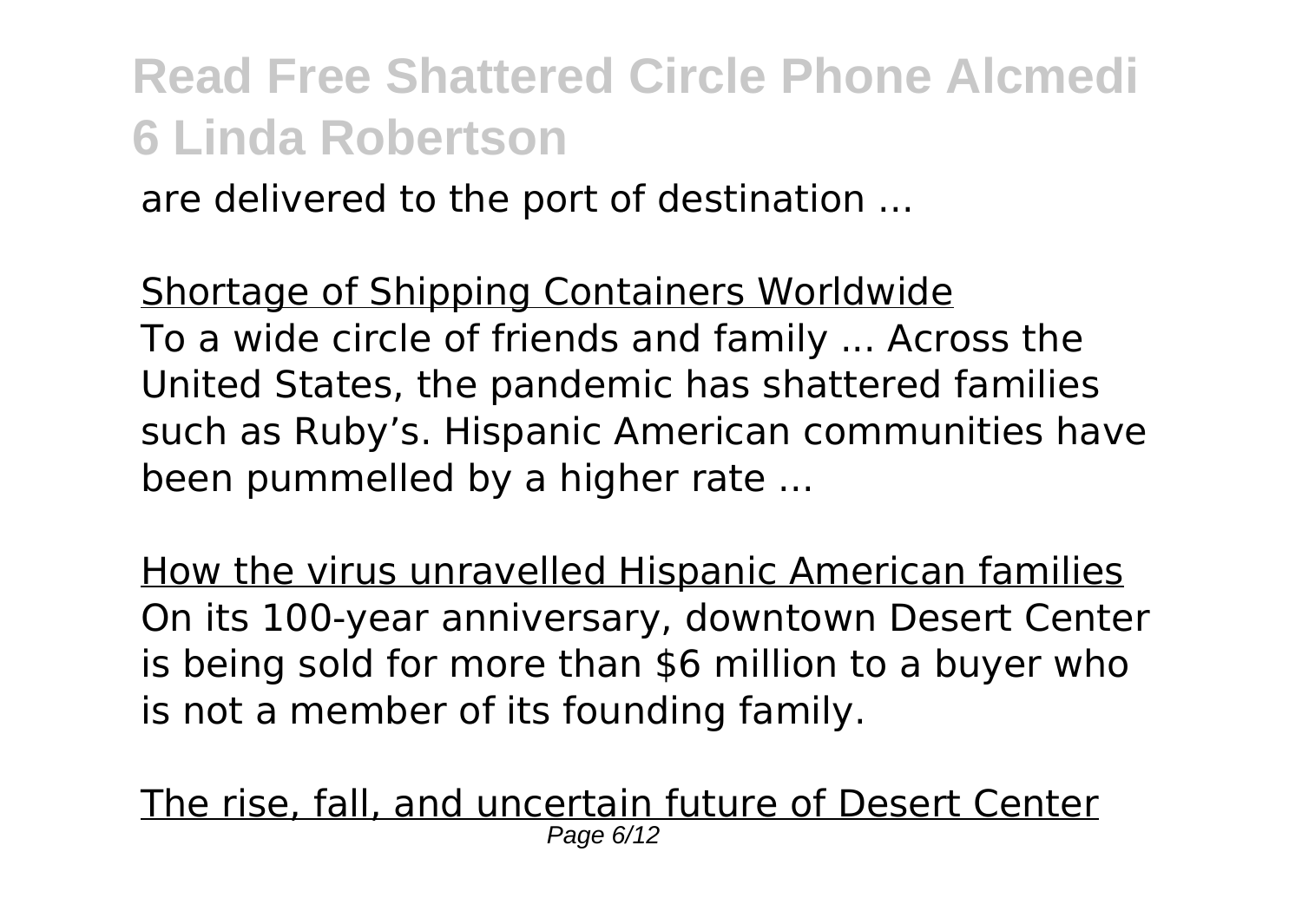are delivered to the port of destination ...

Shortage of Shipping Containers Worldwide

To a wide circle of friends and family ... Across the United States, the pandemic has shattered families such as Ruby's. Hispanic American communities have been pummelled by a higher rate ...

How the virus unravelled Hispanic American families

On its 100-year anniversary, downtown Desert Center is being sold for more than $6 million to a buyer who is not a member of its founding family.

The rise, fall, and uncertain future of Desert Center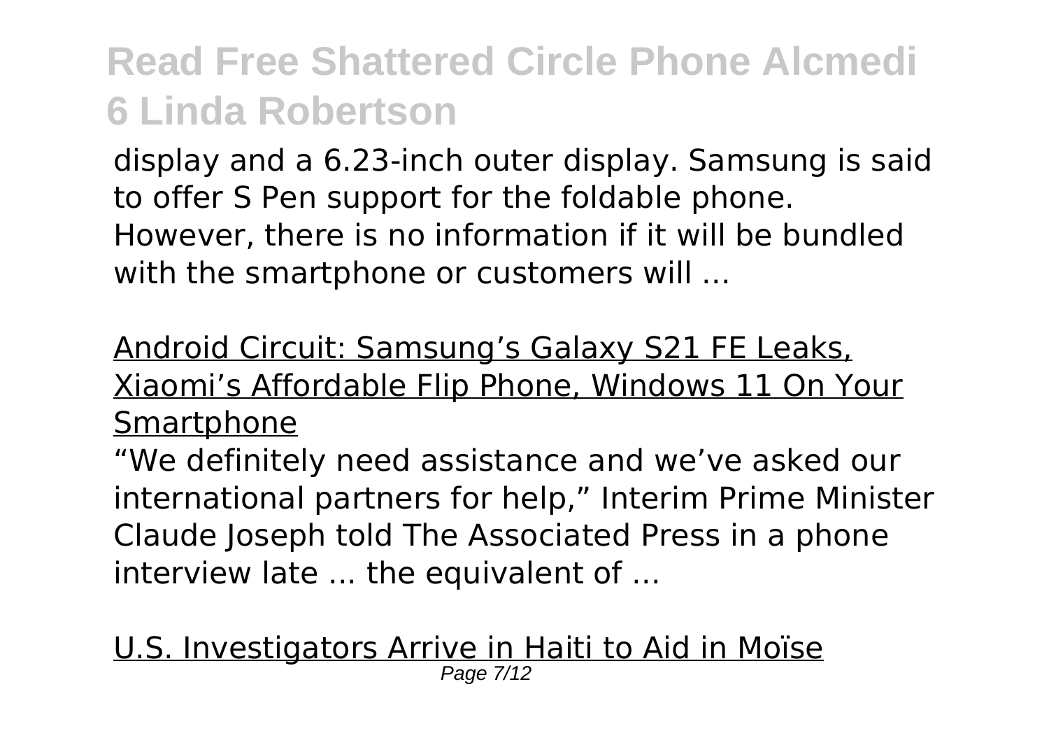display and a 6.23-inch outer display. Samsung is said to offer S Pen support for the foldable phone. However, there is no information if it will be bundled with the smartphone or customers will ...

Android Circuit: Samsung's Galaxy S21 FE Leaks, Xiaomi's Affordable Flip Phone, Windows 11 On Your Smartphone

"We definitely need assistance and we've asked our international partners for help," Interim Prime Minister Claude Joseph told The Associated Press in a phone interview late ... the equivalent of ...

U.S. Investigators Arrive in Haiti to Aid in Moïse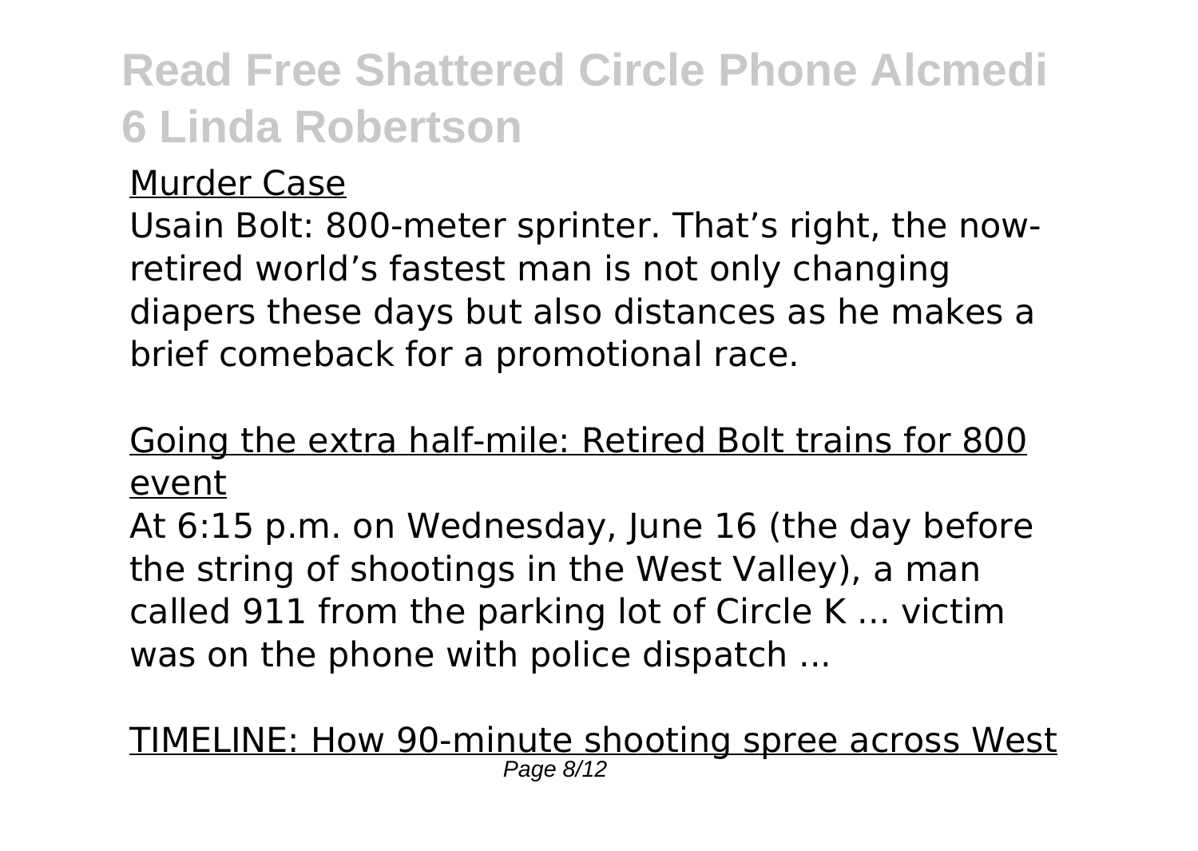Murder Case

Usain Bolt: 800-meter sprinter. That's right, the now-retired world's fastest man is not only changing diapers these days but also distances as he makes a brief comeback for a promotional race.

Going the extra half-mile: Retired Bolt trains for 800 event

At 6:15 p.m. on Wednesday, June 16 (the day before the string of shootings in the West Valley), a man called 911 from the parking lot of Circle K ... victim was on the phone with police dispatch ...

TIMELINE: How 90-minute shooting spree across West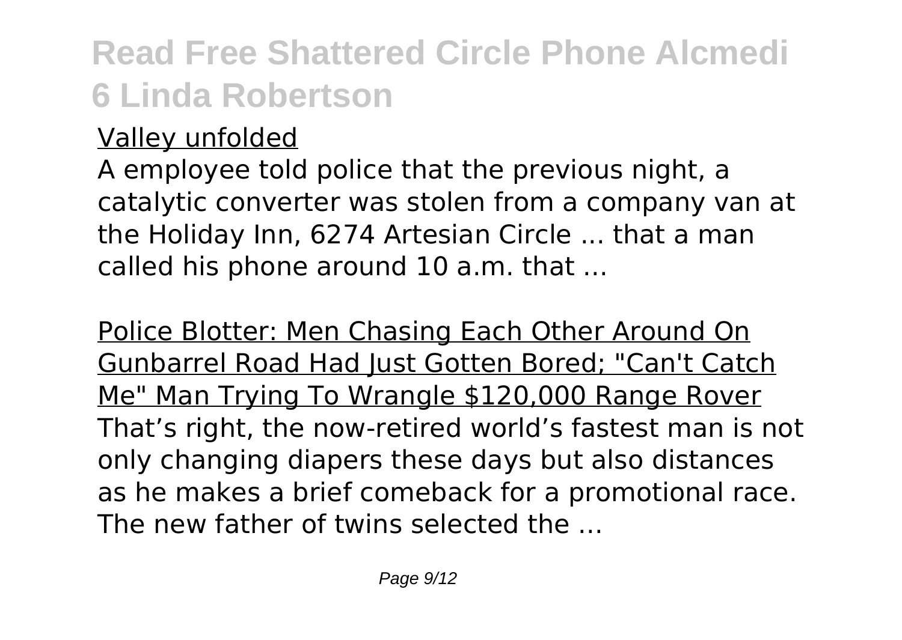Valley unfolded

A employee told police that the previous night, a catalytic converter was stolen from a company van at the Holiday Inn, 6274 Artesian Circle ... that a man called his phone around 10 a.m. that ...

Police Blotter: Men Chasing Each Other Around On Gunbarrel Road Had Just Gotten Bored; "Can't Catch Me" Man Trying To Wrangle $120,000 Range Rover

That's right, the now-retired world's fastest man is not only changing diapers these days but also distances as he makes a brief comeback for a promotional race. The new father of twins selected the ...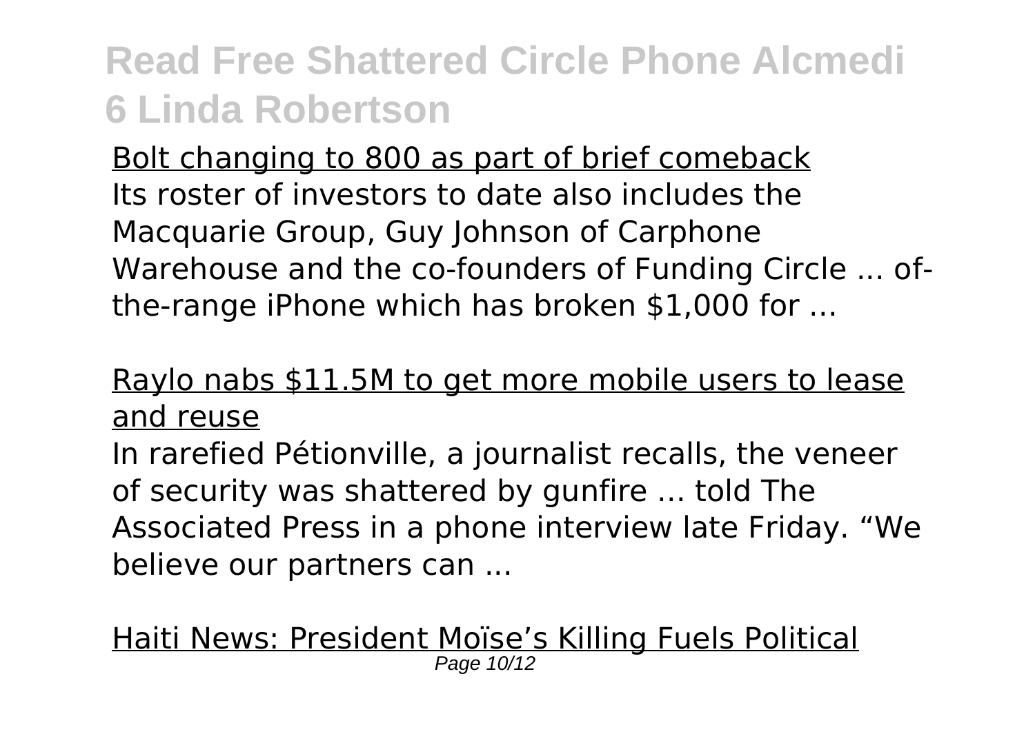Bolt changing to 800 as part of brief comeback

Its roster of investors to date also includes the Macquarie Group, Guy Johnson of Carphone Warehouse and the co-founders of Funding Circle ... of-the-range iPhone which has broken $1,000 for ...

Raylo nabs $11.5M to get more mobile users to lease and reuse

In rarefied Pétionville, a journalist recalls, the veneer of security was shattered by gunfire ... told The Associated Press in a phone interview late Friday. “We believe our partners can ...

Haiti News: President Moïse’s Killing Fuels Political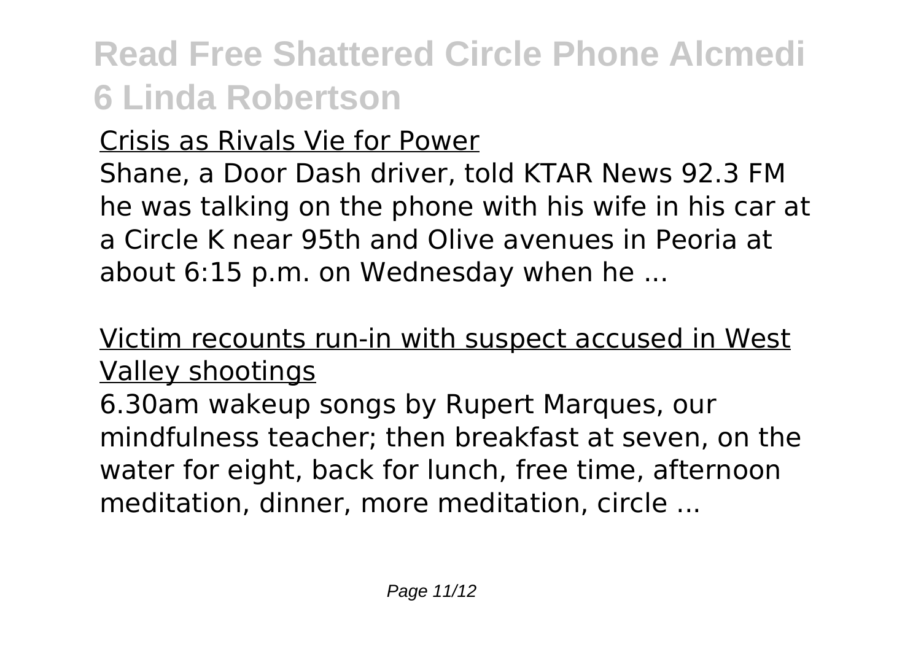Crisis as Rivals Vie for Power

Shane, a Door Dash driver, told KTAR News 92.3 FM he was talking on the phone with his wife in his car at a Circle K near 95th and Olive avenues in Peoria at about 6:15 p.m. on Wednesday when he ...

Victim recounts run-in with suspect accused in West Valley shootings

6.30am wakeup songs by Rupert Marques, our mindfulness teacher; then breakfast at seven, on the water for eight, back for lunch, free time, afternoon meditation, dinner, more meditation, circle ...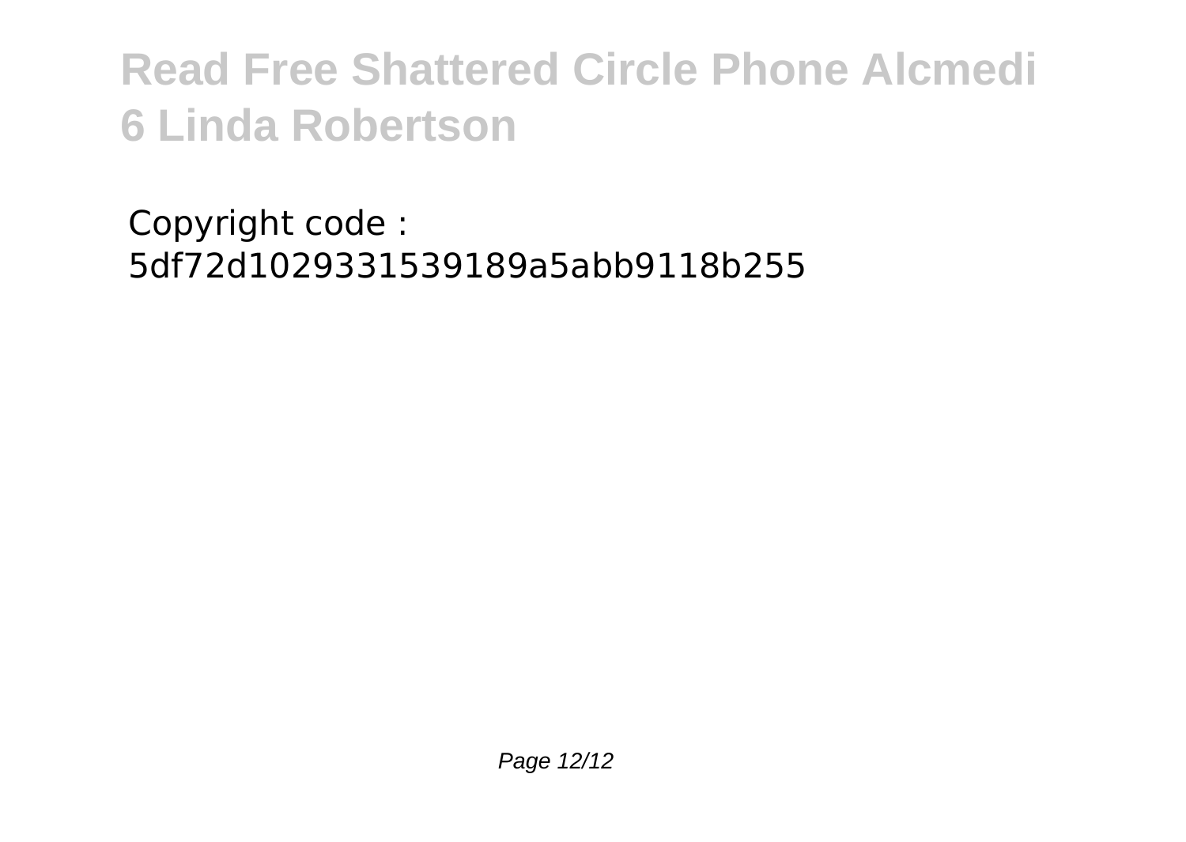Copyright code : 5df72d1029331539189a5abb9118b255